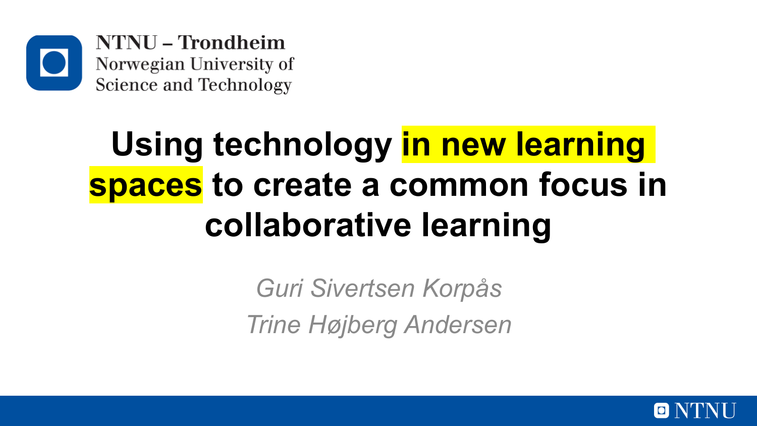NTNU – Trondheim
Norwegian University of
Science and Technology

# Using technology in new learning spaces to create a common focus in collaborative learning

*Guri Sivertsen Korpås*

*Trine Højberg Andersen*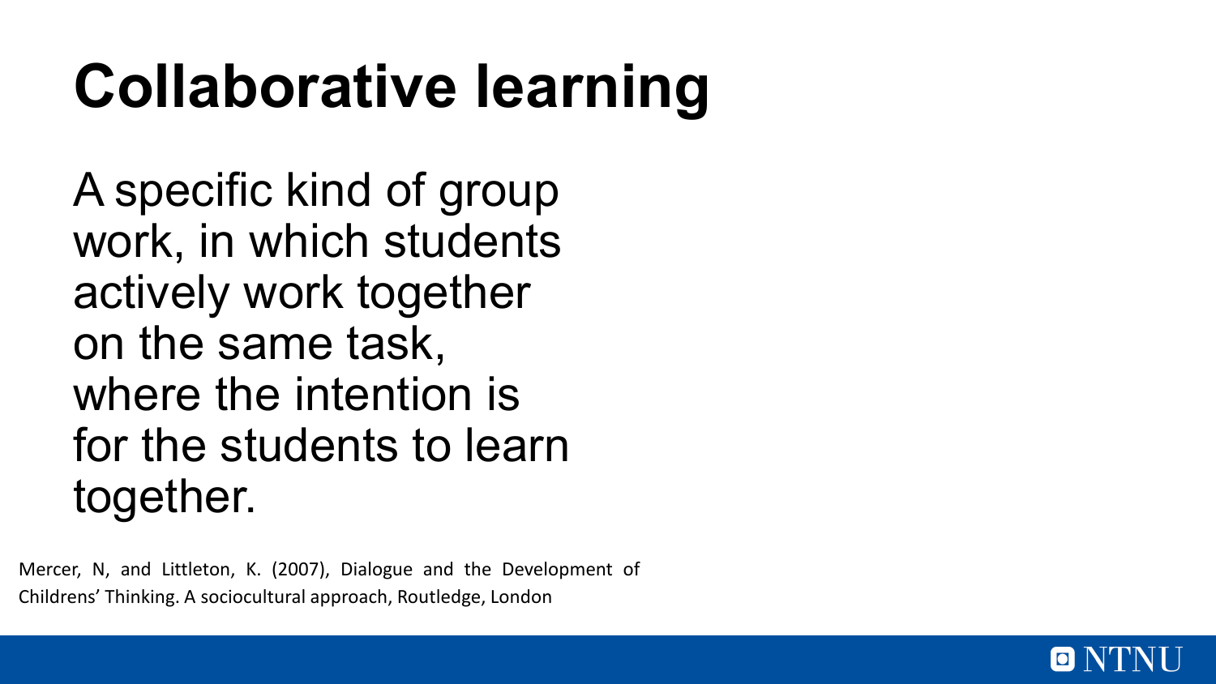# Collaborative learning

A specific kind of group work, in which students actively work together on the same task, where the intention is for the students to learn together.

Mercer, N, and Littleton, K. (2007), Dialogue and the Development of Childrens' Thinking. A sociocultural approach, Routledge, London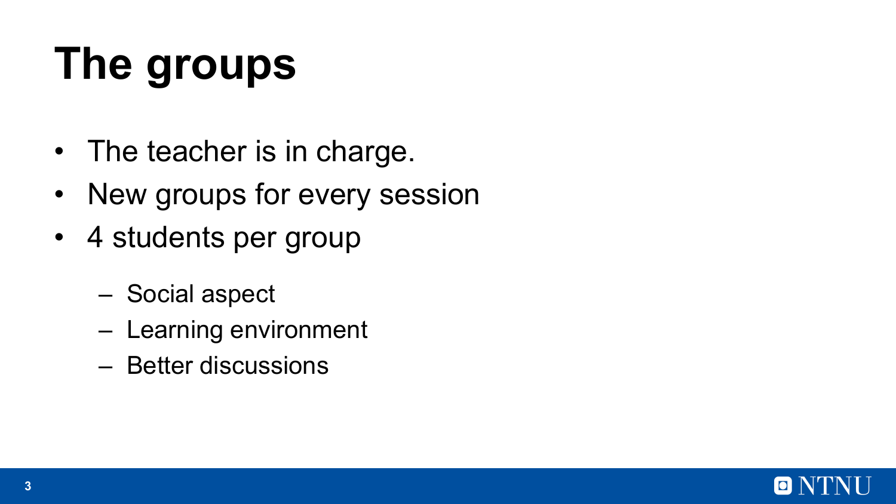# The groups

- The teacher is in charge.
- New groups for every session
- 4 students per group
  - Social aspect
  - Learning environment
  - Better discussions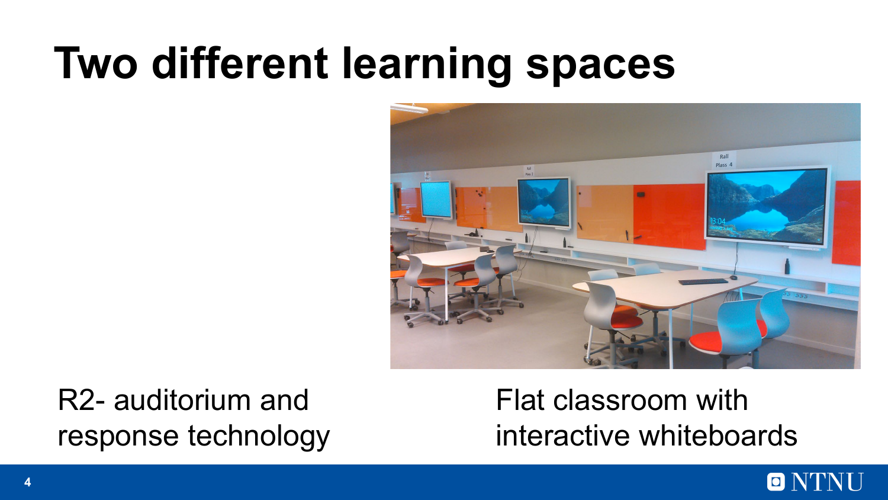# Two different learning spaces

R2- auditorium and response technology

Flat classroom with interactive whiteboards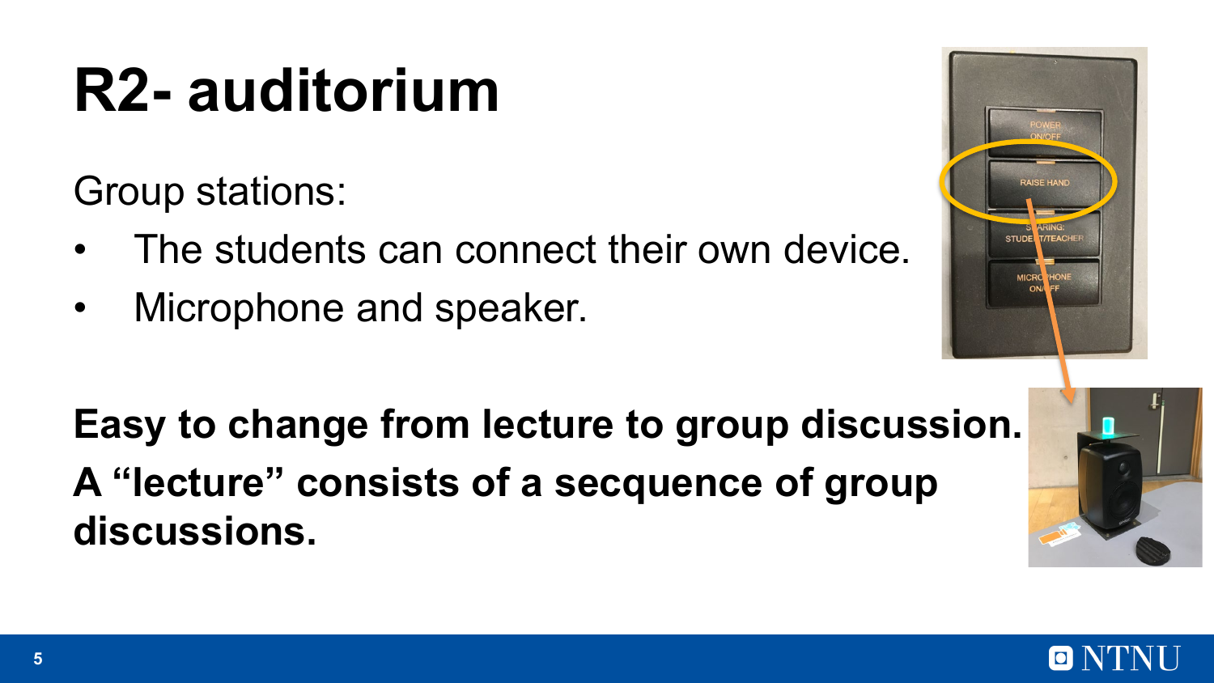# R2- auditorium

Group stations:

- The students can connect their own device.
- Microphone and speaker.

**Easy to change from lecture to group discussion.**
**A "lecture" consists of a secquence of group discussions.**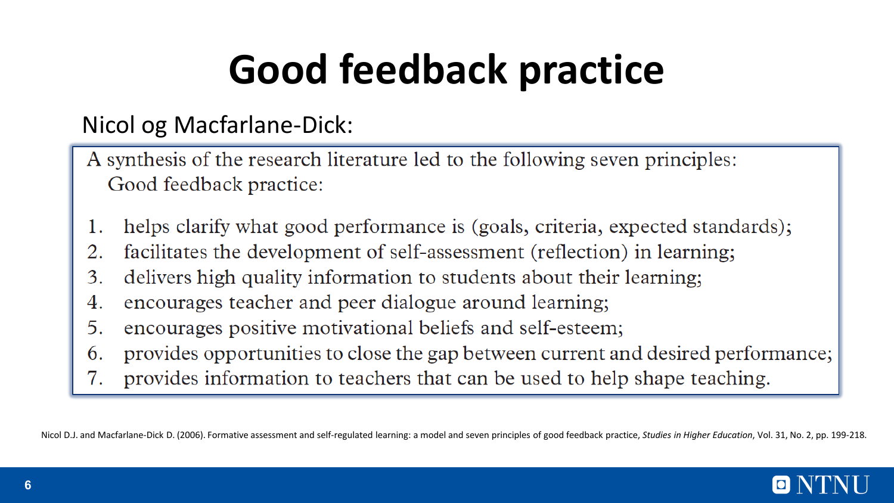# Good feedback practice

Nicol og Macfarlane-Dick:

A synthesis of the research literature led to the following seven principles:
Good feedback practice:

1. helps clarify what good performance is (goals, criteria, expected standards);
2. facilitates the development of self-assessment (reflection) in learning;
3. delivers high quality information to students about their learning;
4. encourages teacher and peer dialogue around learning;
5. encourages positive motivational beliefs and self-esteem;
6. provides opportunities to close the gap between current and desired performance;
7. provides information to teachers that can be used to help shape teaching.

Nicol D.J. and Macfarlane-Dick D. (2006). Formative assessment and self-regulated learning: a model and seven principles of good feedback practice, *Studies in Higher Education*, Vol. 31, No. 2, pp. 199-218.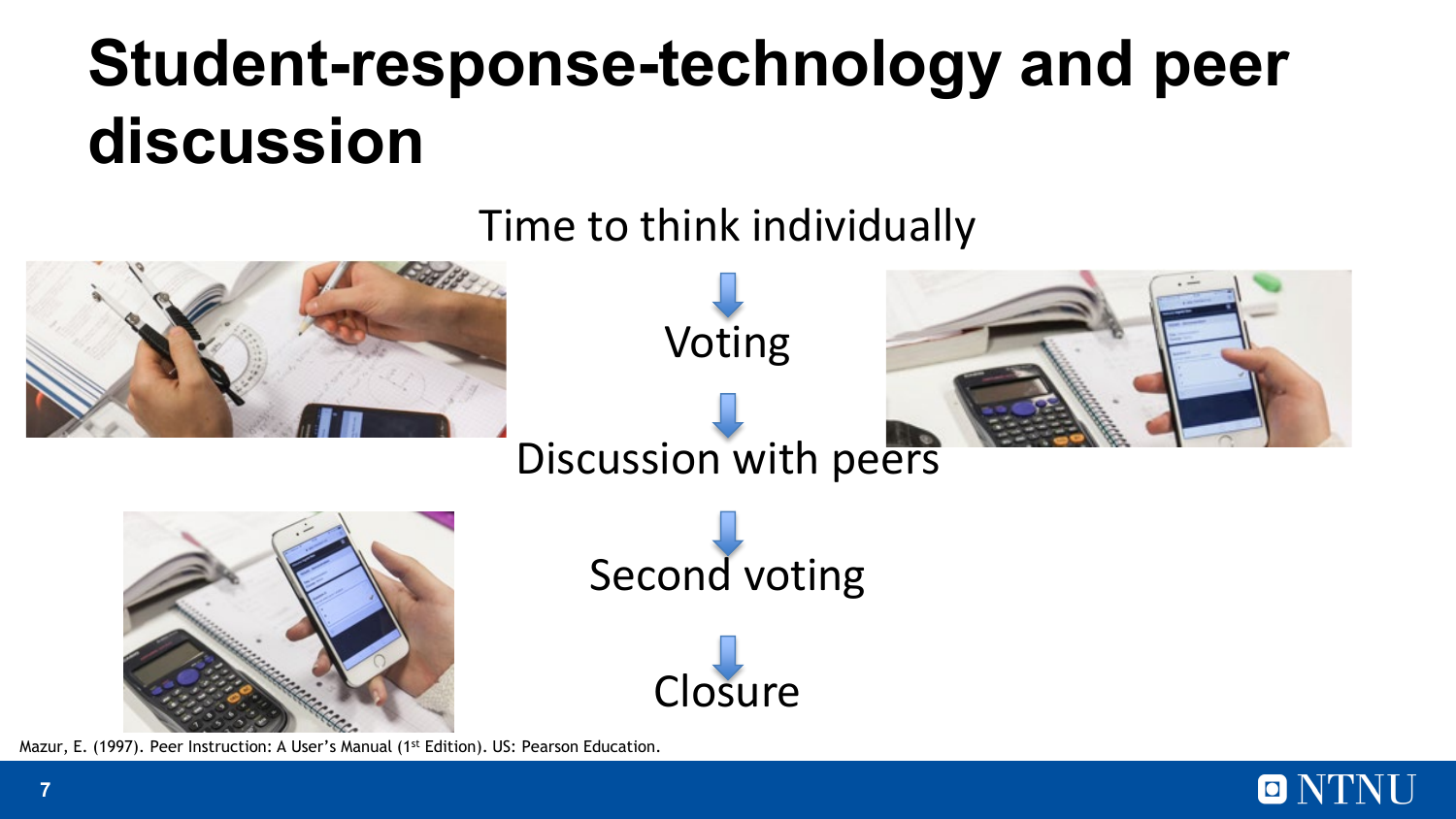# Student-response-technology and peer discussion

Time to think individually

↓

Voting

↓

Discussion with peers

↓

Second voting

↓

Closure

Mazur, E. (1997). Peer Instruction: A User's Manual (1st Edition). US: Pearson Education.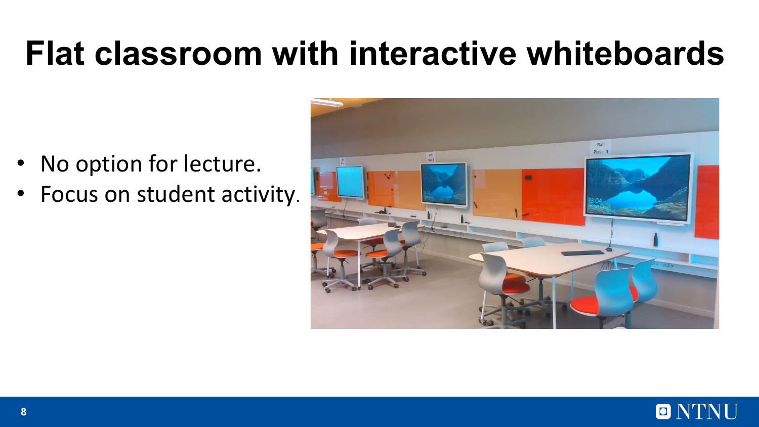# Flat classroom with interactive whiteboards

- No option for lecture.
- Focus on student activity.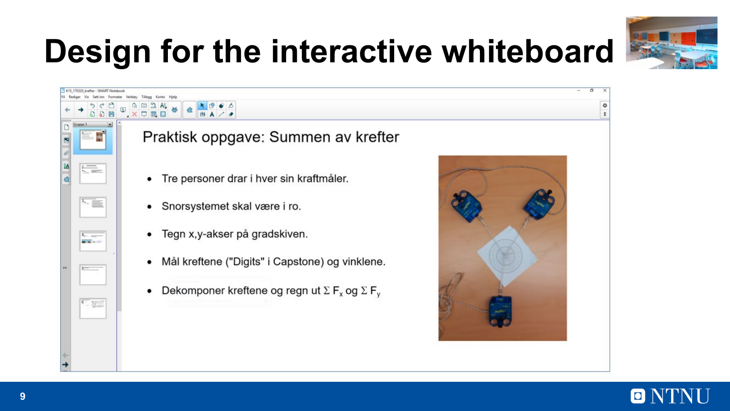# Design for the interactive whiteboard

Praktisk oppgave: Summen av krefter

- Tre personer drar i hver sin kraftmåler.
- Snorsystemet skal være i ro.
- Tegn x,y-akser på gradskiven.
- Mål kreftene ("Digits" i Capstone) og vinklene.
- Dekomponer kreftene og regn ut $\Sigma F_x$ og $\Sigma F_y$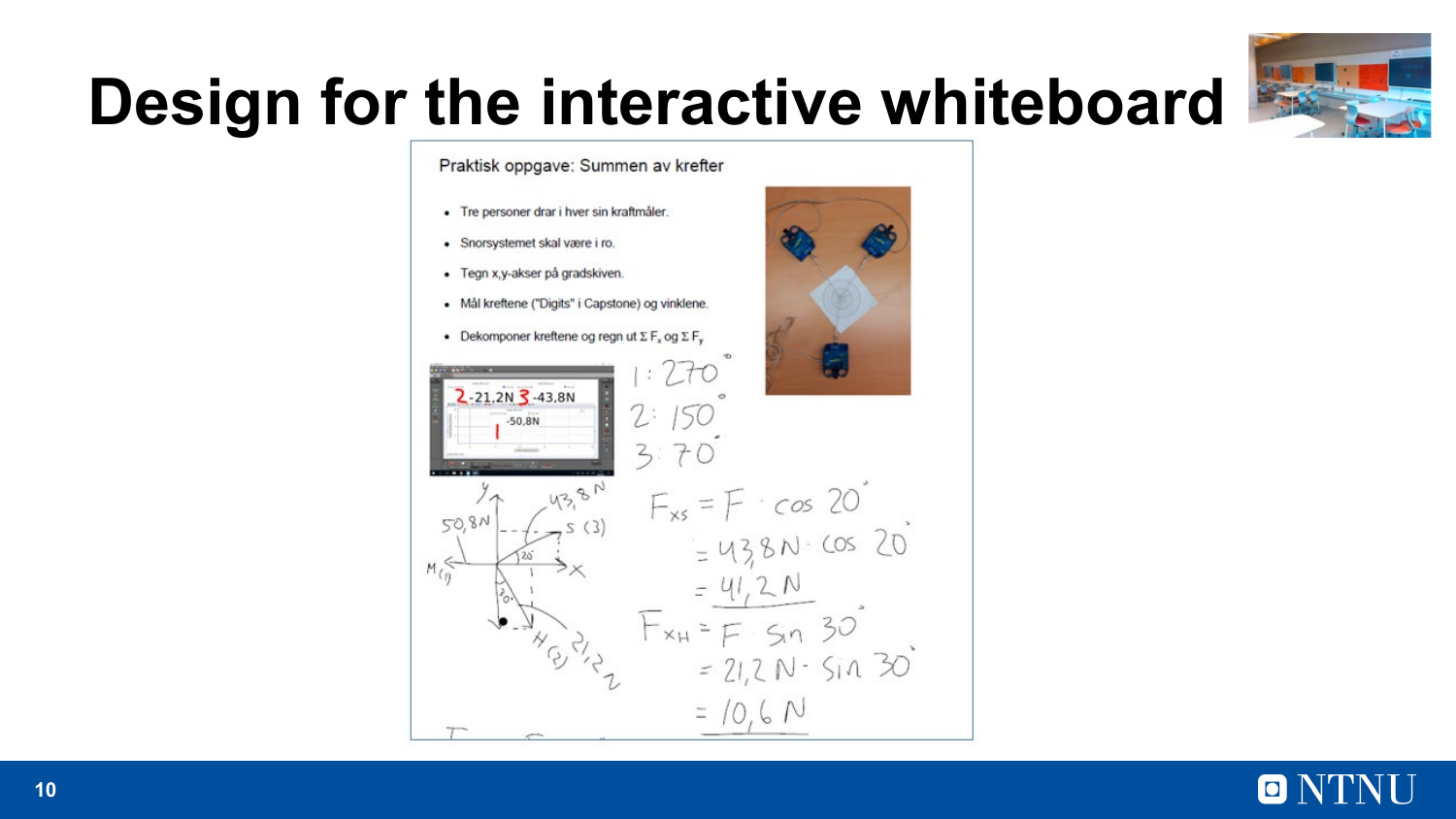# Design for the interactive whiteboard

Praktisk oppgave: Summen av krefter

- Tre personer drar i hver sin kraftmåler.
- Snorsystemet skal være i ro.
- Tegn x,y-akser på gradskiven.
- Mål kreftene ("Digits" i Capstone) og vinklene.
- Dekomponer kreftene og regn ut $\Sigma F_x$ og $\Sigma F_y$

2 -21,2N 3 -43,8N

1 -50,8N

1: 270°

2: 150°

3: 70°

$F_{xS} = F \cdot \cos 20°$

$= 43,8N \cdot \cos 20°$

$= 41,2 N$

$F_{xH} = F \cdot \sin 30°$

$= 21,2 N \cdot \sin 30°$

$= 10,6 N$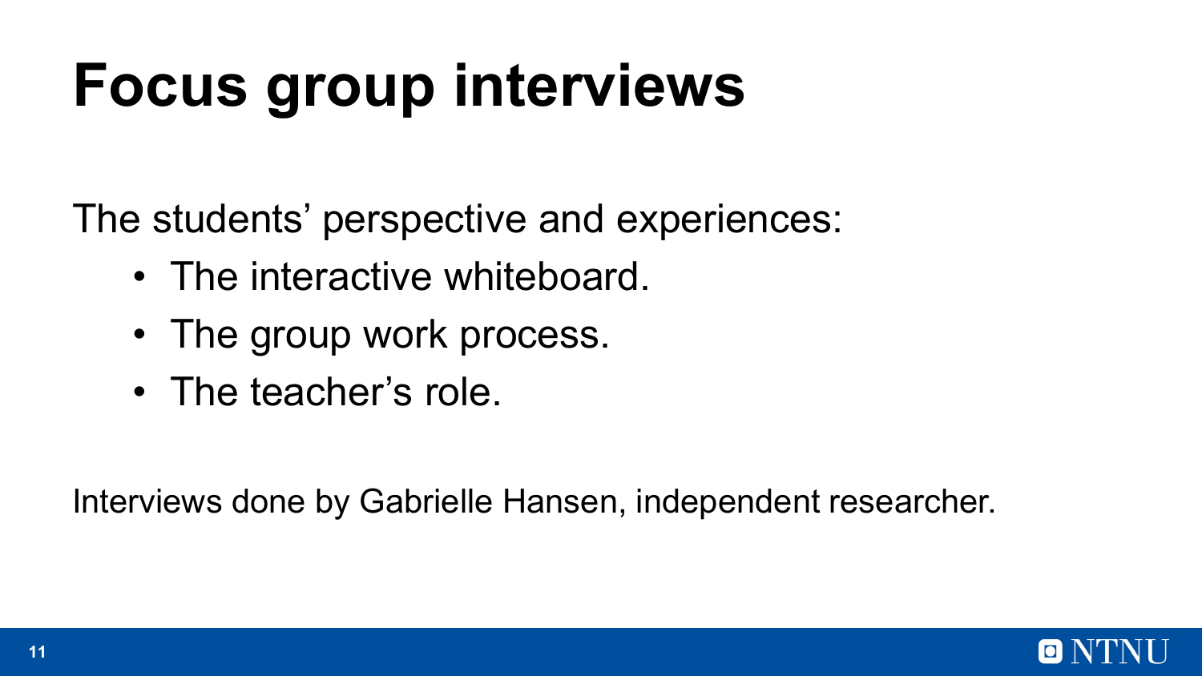# Focus group interviews

The students' perspective and experiences:

- The interactive whiteboard.
- The group work process.
- The teacher's role.

Interviews done by Gabrielle Hansen, independent researcher.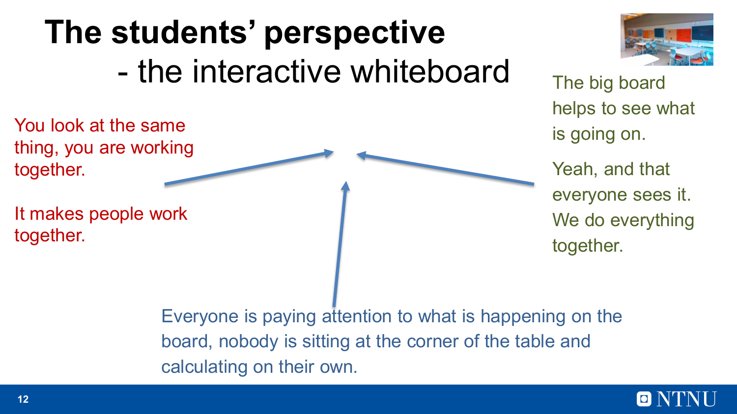# The students' perspective

## - the interactive whiteboard

You look at the same thing, you are working together.

It makes people work together.

The big board helps to see what is going on.

Yeah, and that everyone sees it. We do everything together.

Everyone is paying attention to what is happening on the board, nobody is sitting at the corner of the table and calculating on their own.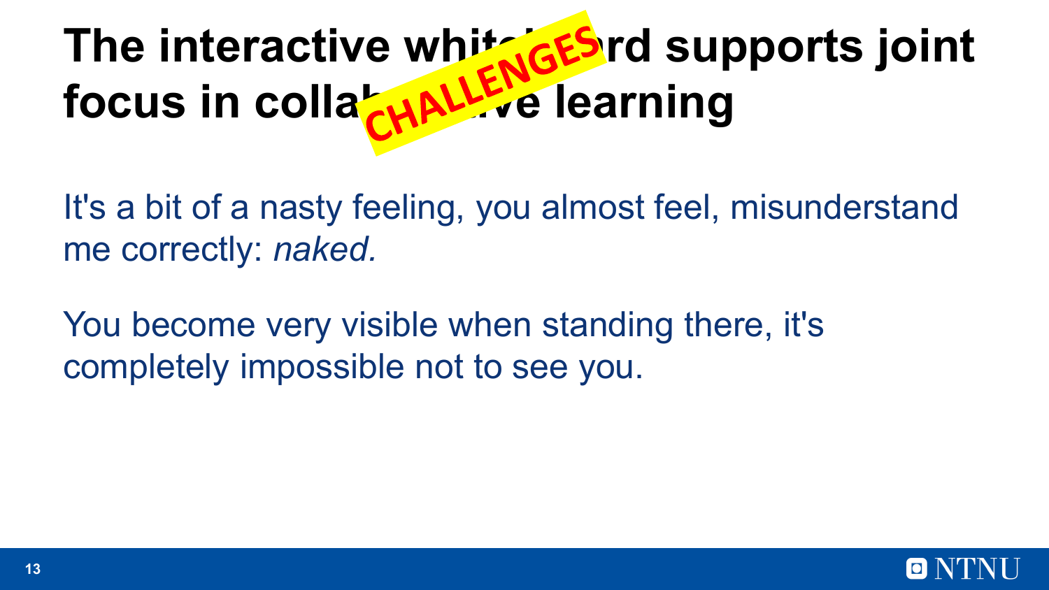# The interactive whiteboard supports joint focus in collaborative learning

CHALLENGES

It's a bit of a nasty feeling, you almost feel, misunderstand me correctly: *naked.*

You become very visible when standing there, it's completely impossible not to see you.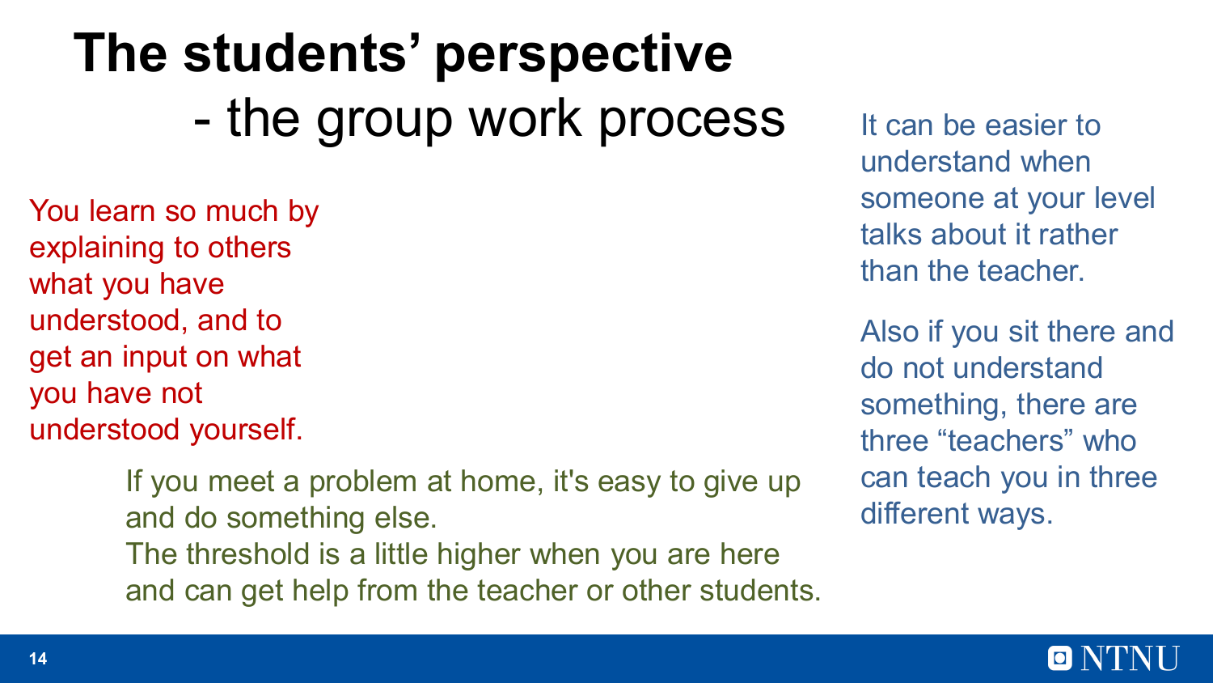# The students' perspective
## - the group work process

You learn so much by explaining to others what you have understood, and to get an input on what you have not understood yourself.

If you meet a problem at home, it's easy to give up and do something else.
The threshold is a little higher when you are here and can get help from the teacher or other students.

It can be easier to understand when someone at your level talks about it rather than the teacher.

Also if you sit there and do not understand something, there are three "teachers" who can teach you in three different ways.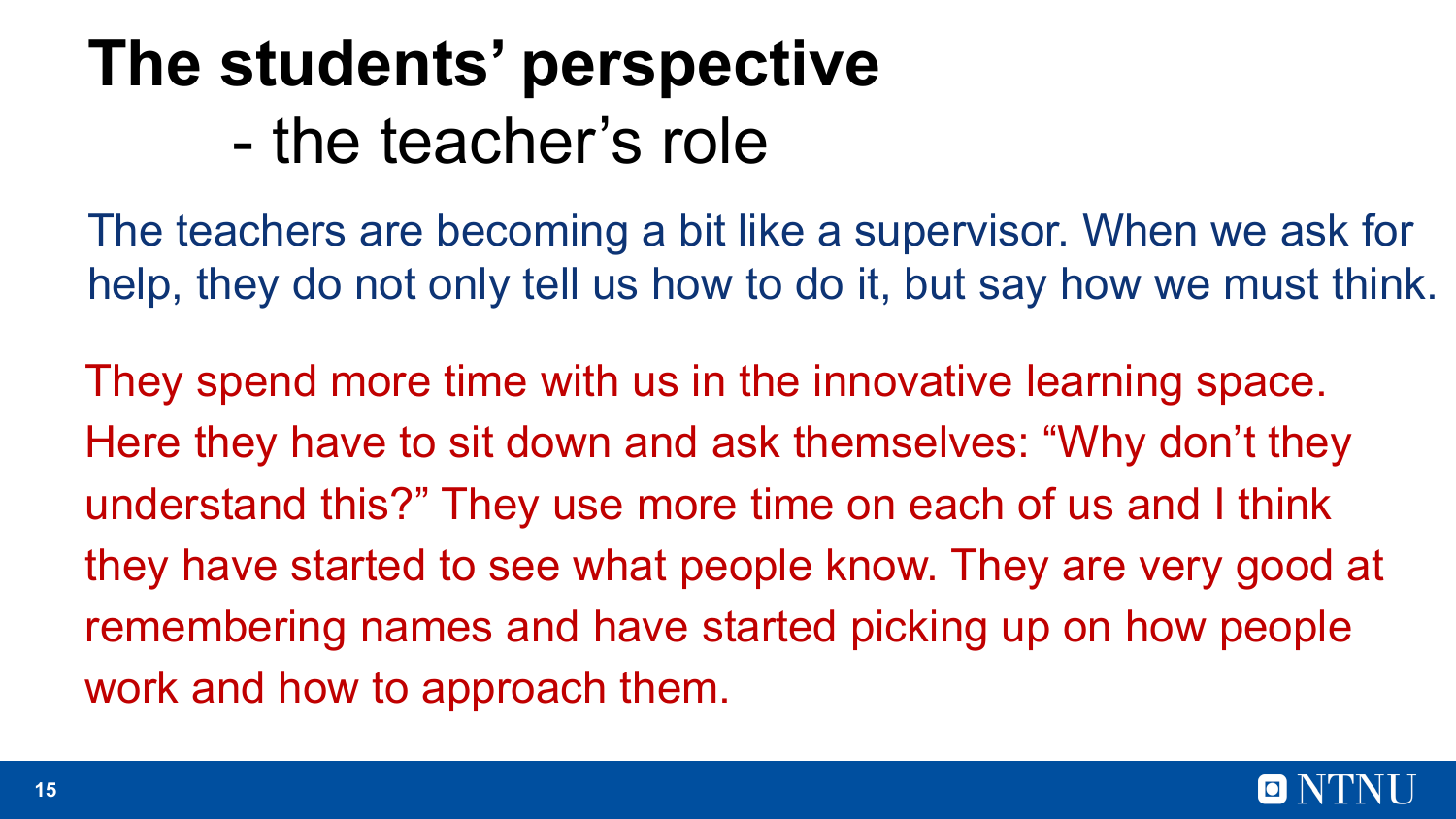# The students' perspective

## - the teacher's role

The teachers are becoming a bit like a supervisor. When we ask for help, they do not only tell us how to do it, but say how we must think.

They spend more time with us in the innovative learning space. Here they have to sit down and ask themselves: "Why don't they understand this?" They use more time on each of us and I think they have started to see what people know. They are very good at remembering names and have started picking up on how people work and how to approach them.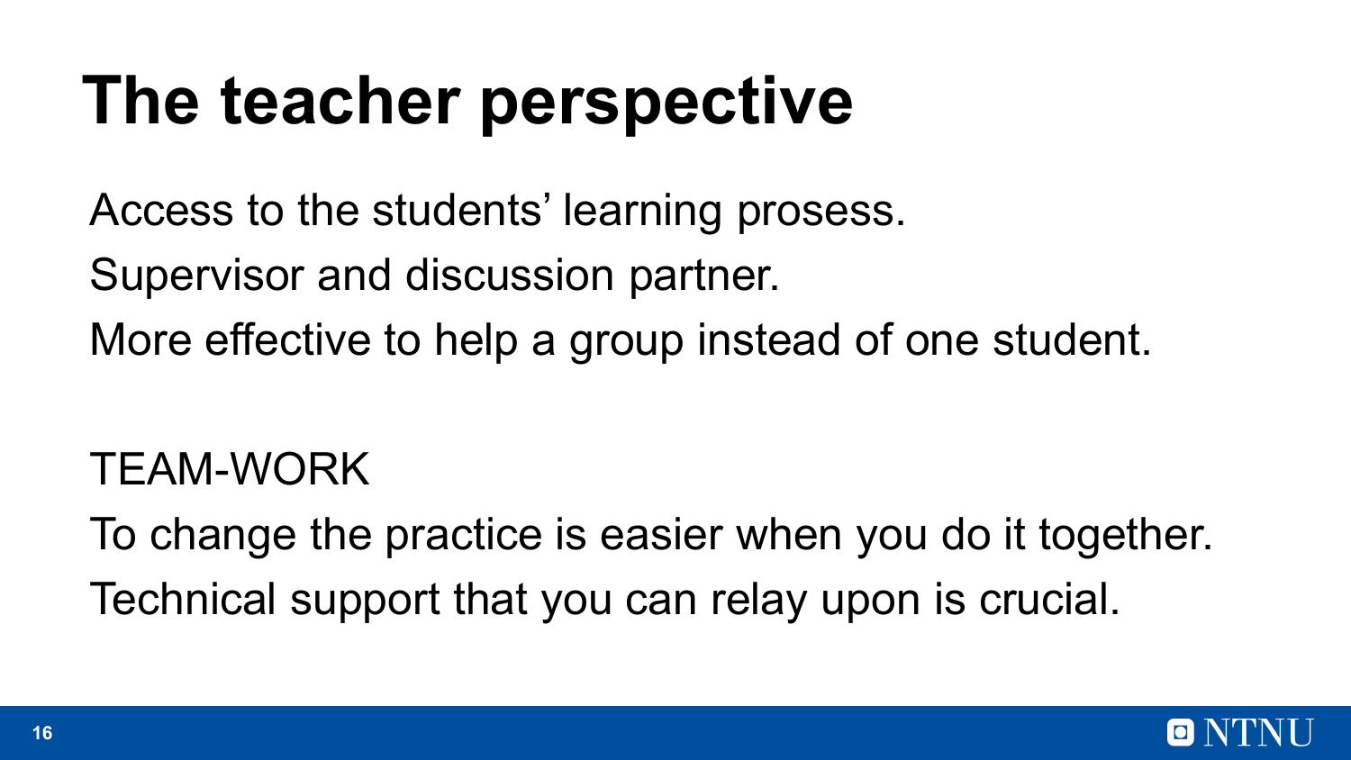# The teacher perspective

Access to the students' learning prosess.

Supervisor and discussion partner.

More effective to help a group instead of one student.

TEAM-WORK

To change the practice is easier when you do it together.

Technical support that you can relay upon is crucial.